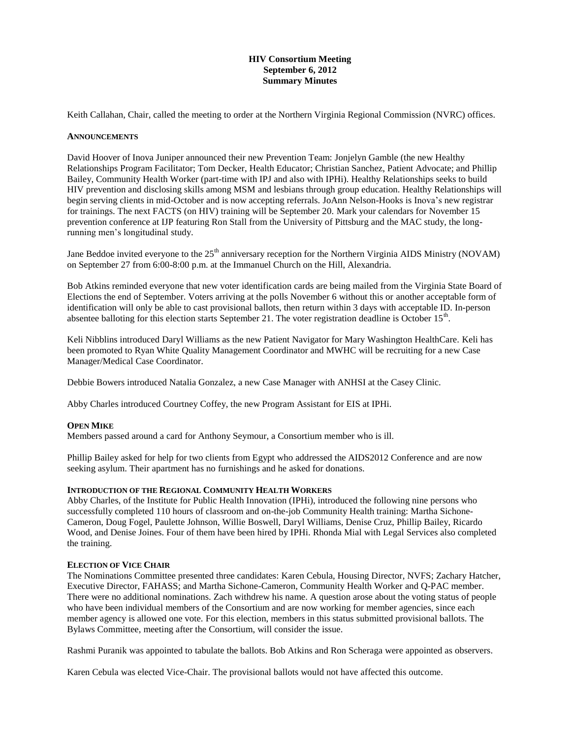**HIV Consortium Meeting**
**September 6, 2012**
**Summary Minutes**

Keith Callahan, Chair, called the meeting to order at the Northern Virginia Regional Commission (NVRC) offices.

**ANNOUNCEMENTS**

David Hoover of Inova Juniper announced their new Prevention Team: Jonjelyn Gamble (the new Healthy Relationships Program Facilitator; Tom Decker, Health Educator; Christian Sanchez, Patient Advocate; and Phillip Bailey, Community Health Worker (part-time with IPJ and also with IPHi). Healthy Relationships seeks to build HIV prevention and disclosing skills among MSM and lesbians through group education. Healthy Relationships will begin serving clients in mid-October and is now accepting referrals. JoAnn Nelson-Hooks is Inova's new registrar for trainings. The next FACTS (on HIV) training will be September 20. Mark your calendars for November 15 prevention conference at IJP featuring Ron Stall from the University of Pittsburg and the MAC study, the long-running men's longitudinal study.

Jane Beddoe invited everyone to the 25th anniversary reception for the Northern Virginia AIDS Ministry (NOVAM) on September 27 from 6:00-8:00 p.m. at the Immanuel Church on the Hill, Alexandria.

Bob Atkins reminded everyone that new voter identification cards are being mailed from the Virginia State Board of Elections the end of September. Voters arriving at the polls November 6 without this or another acceptable form of identification will only be able to cast provisional ballots, then return within 3 days with acceptable ID. In-person absentee balloting for this election starts September 21. The voter registration deadline is October 15th.

Keli Nibblins introduced Daryl Williams as the new Patient Navigator for Mary Washington HealthCare. Keli has been promoted to Ryan White Quality Management Coordinator and MWHC will be recruiting for a new Case Manager/Medical Case Coordinator.

Debbie Bowers introduced Natalia Gonzalez, a new Case Manager with ANHSI at the Casey Clinic.

Abby Charles introduced Courtney Coffey, the new Program Assistant for EIS at IPHi.

**OPEN MIKE**

Members passed around a card for Anthony Seymour, a Consortium member who is ill.

Phillip Bailey asked for help for two clients from Egypt who addressed the AIDS2012 Conference and are now seeking asylum. Their apartment has no furnishings and he asked for donations.

**INTRODUCTION OF THE REGIONAL COMMUNITY HEALTH WORKERS**

Abby Charles, of the Institute for Public Health Innovation (IPHi), introduced the following nine persons who successfully completed 110 hours of classroom and on-the-job Community Health training: Martha Sichone-Cameron, Doug Fogel, Paulette Johnson, Willie Boswell, Daryl Williams, Denise Cruz, Phillip Bailey, Ricardo Wood, and Denise Joines. Four of them have been hired by IPHi. Rhonda Mial with Legal Services also completed the training.

**ELECTION OF VICE CHAIR**

The Nominations Committee presented three candidates: Karen Cebula, Housing Director, NVFS; Zachary Hatcher, Executive Director, FAHASS; and Martha Sichone-Cameron, Community Health Worker and Q-PAC member. There were no additional nominations. Zach withdrew his name. A question arose about the voting status of people who have been individual members of the Consortium and are now working for member agencies, since each member agency is allowed one vote. For this election, members in this status submitted provisional ballots. The Bylaws Committee, meeting after the Consortium, will consider the issue.

Rashmi Puranik was appointed to tabulate the ballots. Bob Atkins and Ron Scheraga were appointed as observers.

Karen Cebula was elected Vice-Chair. The provisional ballots would not have affected this outcome.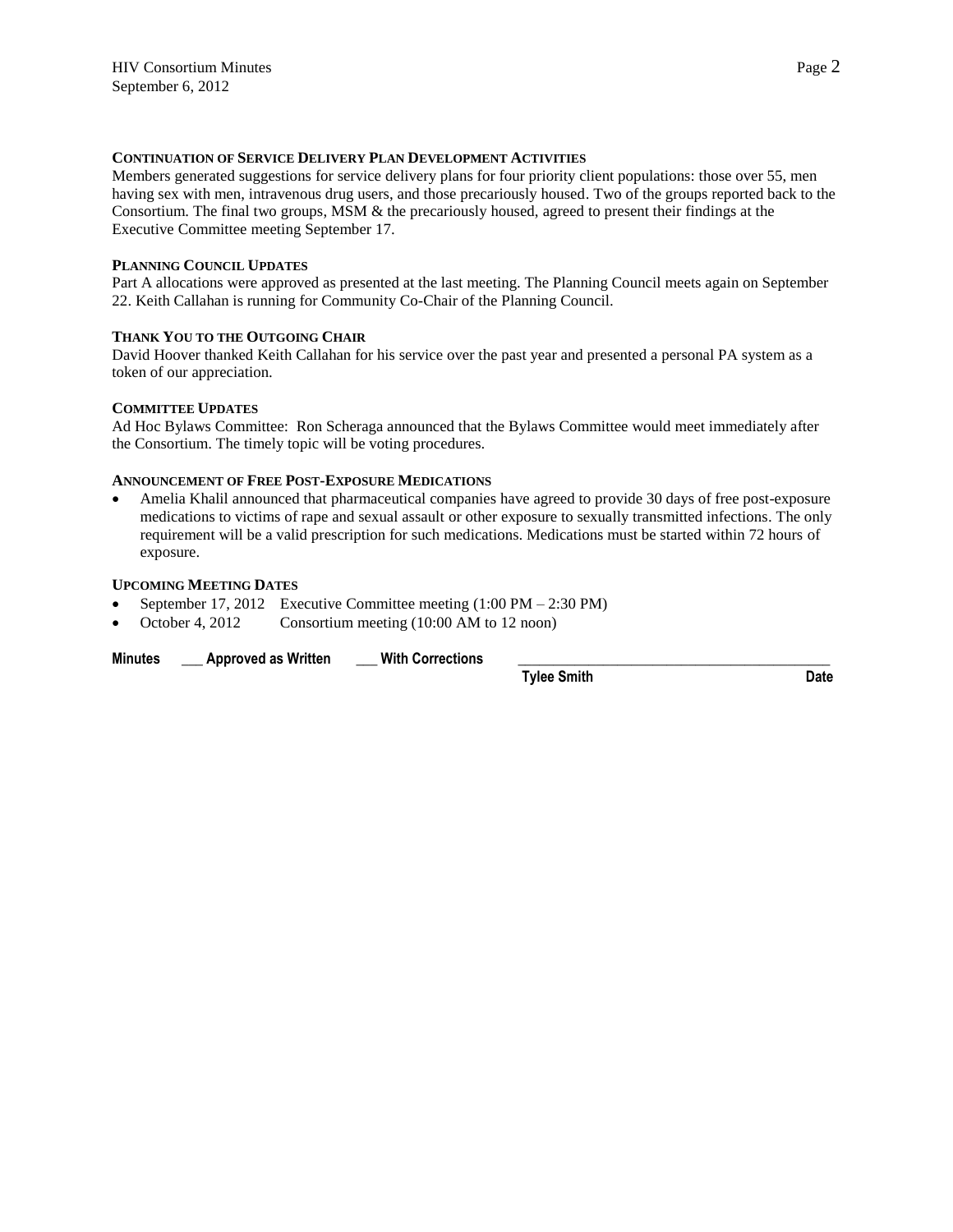### Continuation of Service Delivery Plan Development Activities

Members generated suggestions for service delivery plans for four priority client populations: those over 55, men having sex with men, intravenous drug users, and those precariously housed. Two of the groups reported back to the Consortium. The final two groups, MSM & the precariously housed, agreed to present their findings at the Executive Committee meeting September 17.

### Planning Council Updates

Part A allocations were approved as presented at the last meeting. The Planning Council meets again on September 22. Keith Callahan is running for Community Co-Chair of the Planning Council.

### Thank You to the Outgoing Chair

David Hoover thanked Keith Callahan for his service over the past year and presented a personal PA system as a token of our appreciation.

### Committee Updates

Ad Hoc Bylaws Committee: Ron Scheraga announced that the Bylaws Committee would meet immediately after the Consortium. The timely topic will be voting procedures.

### Announcement of Free Post-Exposure Medications

- Amelia Khalil announced that pharmaceutical companies have agreed to provide 30 days of free post-exposure medications to victims of rape and sexual assault or other exposure to sexually transmitted infections. The only requirement will be a valid prescription for such medications. Medications must be started within 72 hours of exposure.

### Upcoming Meeting Dates

- September 17, 2012 Executive Committee meeting (1:00 PM – 2:30 PM)
- October 4, 2012 Consortium meeting (10:00 AM to 12 noon)

**Minutes** ___ **Approved as Written** ___ **With Corrections** ________________________________________

**Tylee Smith** **Date**